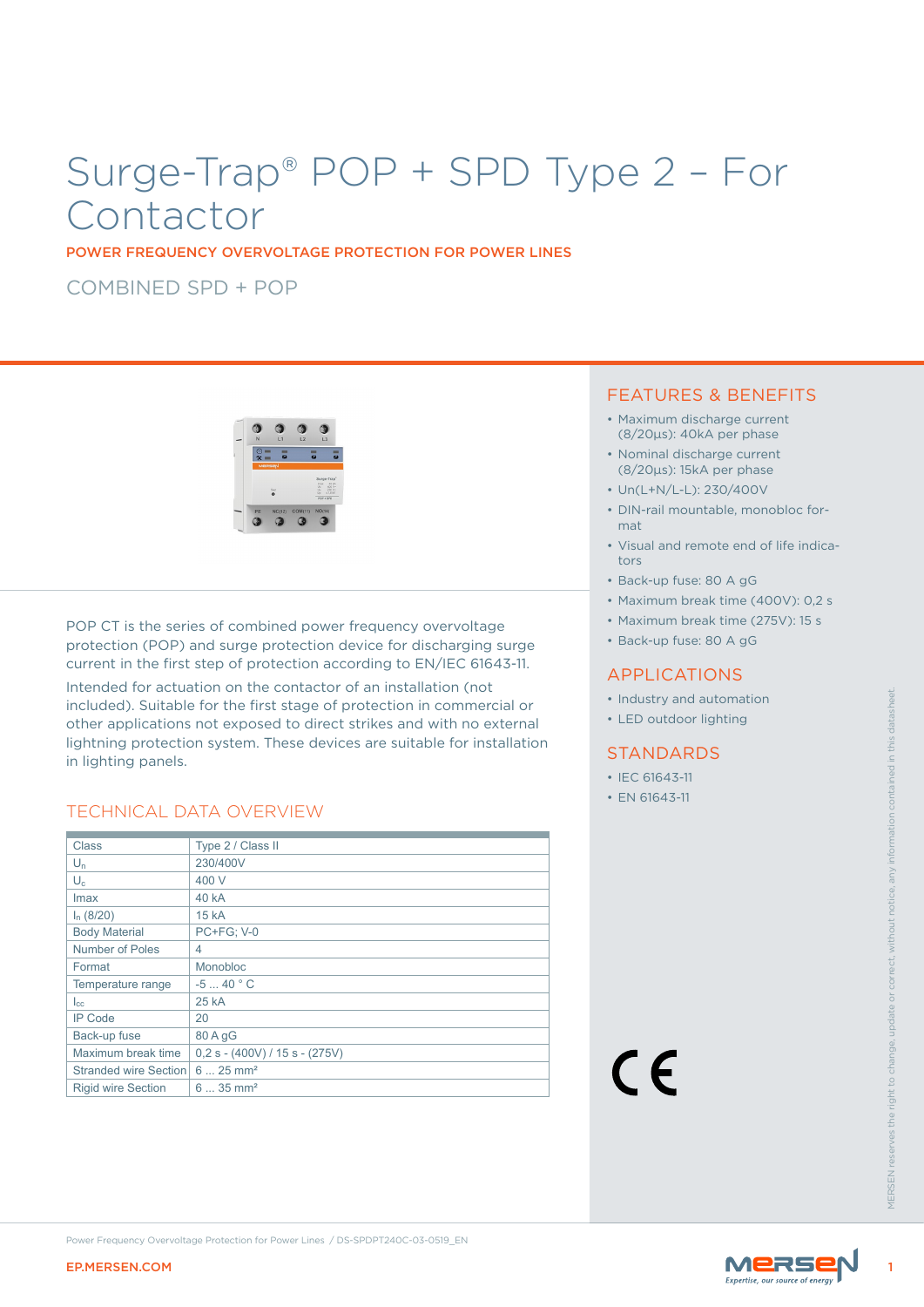# Surge-Trap® POP + SPD Type 2 – For Contactor

**POWER FREQUENCY OVERVOLTAGE PROTECTION FOR POWER LINES**

COMBINED SPD + POP

POP CT is the series of combined power frequency overvoltage protection (POP) and surge protection device for discharging surge current in the first step of protection according to EN/IEC 61643-11.

Intended for actuation on the contactor of an installation (not included). Suitable for the first stage of protection in commercial or other applications not exposed to direct strikes and with no external lightning protection system. These devices are suitable for installation in lighting panels.

## TECHNICAL DATA OVERVIEW

| | |
|---|---|
| Class | Type 2 / Class II |
| $U_n$ | 230/400V |
| $U_c$ | 400 V |
| Imax | 40 kA |
| $I_n$ (8/20) | 15 kA |
| Body Material | PC+FG; V-0 |
| Number of Poles | 4 |
| Format | Monobloc |
| Temperature range | -5 ... 40 ° C |
| $I_{cc}$ | 25 kA |
| IP Code | 20 |
| Back-up fuse | 80 A gG |
| Maximum break time | 0,2 s - (400V) / 15 s - (275V) |
| Stranded wire Section | 6 ... 25 mm² |
| Rigid wire Section | 6 ... 35 mm² |

## FEATURES & BENEFITS

- Maximum discharge current (8/20µs): 40kA per phase
- Nominal discharge current (8/20µs): 15kA per phase
- Un(L+N/L-L): 230/400V
- DIN-rail mountable, monobloc format
- Visual and remote end of life indicators
- Back-up fuse: 80 A gG
- Maximum break time (400V): 0,2 s
- Maximum break time (275V): 15 s
- Back-up fuse: 80 A gG

## APPLICATIONS

- Industry and automation
- LED outdoor lighting

## STANDARDS

- IEC 61643-11
- EN 61643-11

CE

MERSEN reserves the right to change, update or correct, without notice, any information contained in this datasheet.

Power Frequency Overvoltage Protection for Power Lines / DS-SPDPT240C-03-0519_EN

EP.MERSEN.COM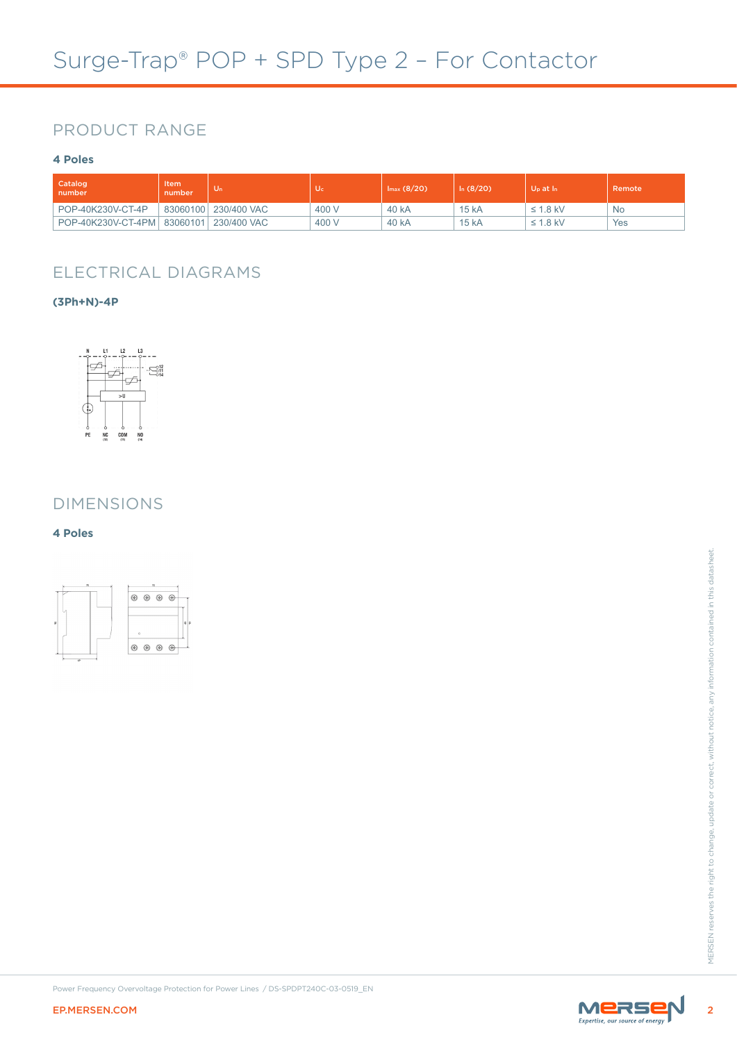# Surge-Trap® POP + SPD Type 2 – For Contactor

## PRODUCT RANGE

**4 Poles**

| Catalog number | Item number | $U_n$ | $U_c$ | $I_{max}$ (8/20) | $I_n$ (8/20) | $U_p$ at $I_n$ | Remote |
|---|---|---|---|---|---|---|---|
| POP-40K230V-CT-4P | 83060100 | 230/400 VAC | 400 V | 40 kA | 15 kA | ≤ 1.8 kV | No |
| POP-40K230V-CT-4PM | 83060101 | 230/400 VAC | 400 V | 40 kA | 15 kA | ≤ 1.8 kV | Yes |

## ELECTRICAL DIAGRAMS

**(3Ph+N)-4P**

N L1 L2 L3

12
11
14

>U

PE NC COM NO

## DIMENSIONS

**4 Poles**

MERSEN reserves the right to change, update or correct, without notice, any information contained in this datasheet.

Power Frequency Overvoltage Protection for Power Lines / DS-SPDPT240C-03-0519_EN

EP.MERSEN.COM